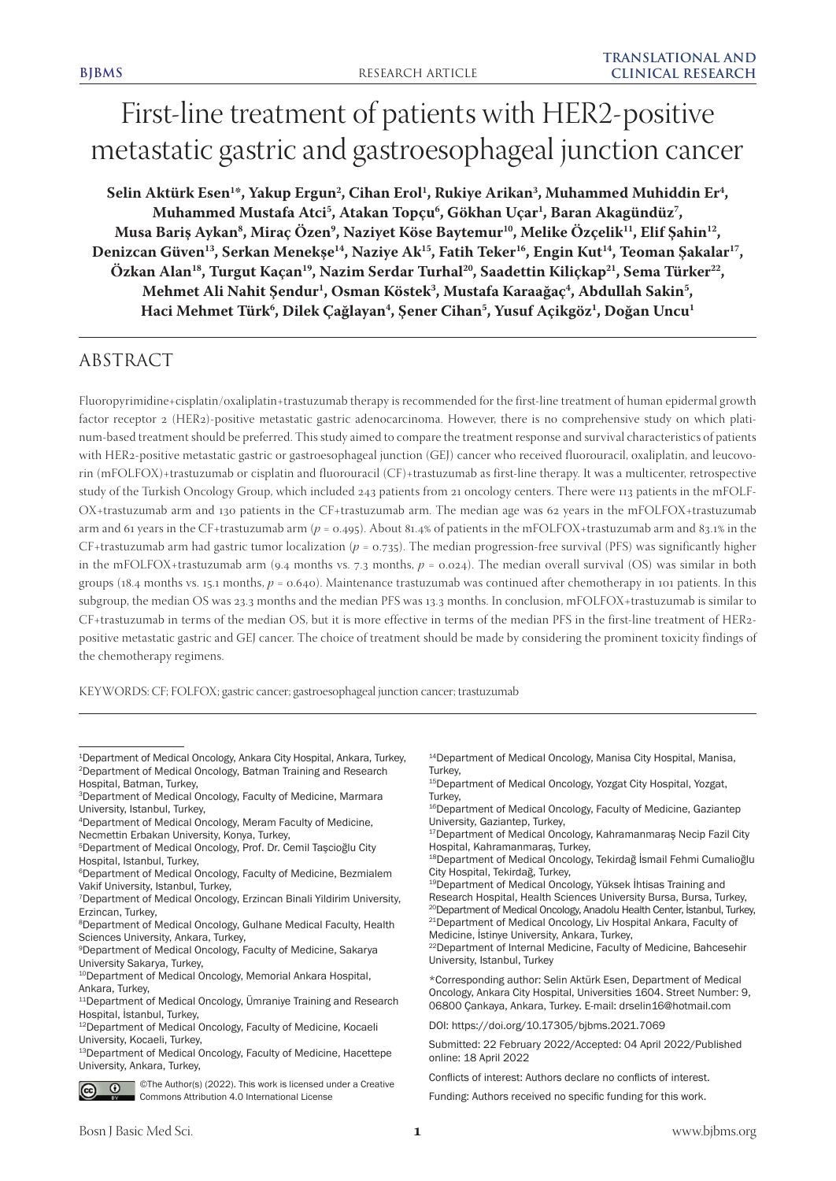RESEARCH ARTICLE

TRANSLATIONAL AND CLINICAL RESEARCH

# First-line treatment of patients with HER2-positive metastatic gastric and gastroesophageal junction cancer

**Selin Aktürk Esen[1*], Yakup Ergun[2], Cihan Erol[1], Rukiye Arikan[3], Muhammed Muhiddin Er[4], Muhammed Mustafa Atci[5], Atakan Topçu[6], Gökhan Uçar[1], Baran Akagündüz[7], Musa Bariş Aykan[8], Miraç Özen[9], Naziyet Köse Baytemur[10], Melike Özçelik[11], Elif Şahin[12], Denizcan Güven[13], Serkan Menekşe[14], Naziye Ak[15], Fatih Teker[16], Engin Kut[14], Teoman Şakalar[17], Özkan Alan[18], Turgut Kaçan[19], Nazim Serdar Turhal[20], Saadettin Kiliçkap[21], Sema Türker[22], Mehmet Ali Nahit Şendur[1], Osman Köstek[3], Mustafa Karaağaç[4], Abdullah Sakin[5], Haci Mehmet Türk[6], Dilek Çağlayan[4], Şener Cihan[5], Yusuf Açikgöz[1], Doğan Uncu[1]**

## ABSTRACT

Fluoropyrimidine+cisplatin/oxaliplatin+trastuzumab therapy is recommended for the first-line treatment of human epidermal growth factor receptor 2 (HER2)-positive metastatic gastric adenocarcinoma. However, there is no comprehensive study on which platinum-based treatment should be preferred. This study aimed to compare the treatment response and survival characteristics of patients with HER2-positive metastatic gastric or gastroesophageal junction (GEJ) cancer who received fluorouracil, oxaliplatin, and leucovorin (mFOLFOX)+trastuzumab or cisplatin and fluorouracil (CF)+trastuzumab as first-line therapy. It was a multicenter, retrospective study of the Turkish Oncology Group, which included 243 patients from 21 oncology centers. There were 113 patients in the mFOLFOX+trastuzumab arm and 130 patients in the CF+trastuzumab arm. The median age was 62 years in the mFOLFOX+trastuzumab arm and 61 years in the CF+trastuzumab arm ($p = 0.495$). About 81.4% of patients in the mFOLFOX+trastuzumab arm and 83.1% in the CF+trastuzumab arm had gastric tumor localization ($p = 0.735$). The median progression-free survival (PFS) was significantly higher in the mFOLFOX+trastuzumab arm (9.4 months vs. 7.3 months, $p = 0.024$). The median overall survival (OS) was similar in both groups (18.4 months vs. 15.1 months, $p = 0.640$). Maintenance trastuzumab was continued after chemotherapy in 101 patients. In this subgroup, the median OS was 23.3 months and the median PFS was 13.3 months. In conclusion, mFOLFOX+trastuzumab is similar to CF+trastuzumab in terms of the median OS, but it is more effective in terms of the median PFS in the first-line treatment of HER2-positive metastatic gastric and GEJ cancer. The choice of treatment should be made by considering the prominent toxicity findings of the chemotherapy regimens.

KEYWORDS: CF; FOLFOX; gastric cancer; gastroesophageal junction cancer; trastuzumab

---

[1]Department of Medical Oncology, Ankara City Hospital, Ankara, Turkey,
[2]Department of Medical Oncology, Batman Training and Research Hospital, Batman, Turkey,
[3]Department of Medical Oncology, Faculty of Medicine, Marmara University, Istanbul, Turkey,
[4]Department of Medical Oncology, Meram Faculty of Medicine, Necmettin Erbakan University, Konya, Turkey,
[5]Department of Medical Oncology, Prof. Dr. Cemil Taşcioğlu City Hospital, Istanbul, Turkey,
[6]Department of Medical Oncology, Faculty of Medicine, Bezmialem Vakif University, Istanbul, Turkey,
[7]Department of Medical Oncology, Erzincan Binali Yildirim University, Erzincan, Turkey,
[8]Department of Medical Oncology, Gulhane Medical Faculty, Health Sciences University, Ankara, Turkey,
[9]Department of Medical Oncology, Faculty of Medicine, Sakarya University Sakarya, Turkey,
[10]Department of Medical Oncology, Memorial Ankara Hospital, Ankara, Turkey,
[11]Department of Medical Oncology, Ümraniye Training and Research Hospital, İstanbul, Turkey,
[12]Department of Medical Oncology, Faculty of Medicine, Kocaeli University, Kocaeli, Turkey,
[13]Department of Medical Oncology, Faculty of Medicine, Hacettepe University, Ankara, Turkey,
[14]Department of Medical Oncology, Manisa City Hospital, Manisa, Turkey,
[15]Department of Medical Oncology, Yozgat City Hospital, Yozgat, Turkey,
[16]Department of Medical Oncology, Faculty of Medicine, Gaziantep University, Gaziantep, Turkey,
[17]Department of Medical Oncology, Kahramanmaraş Necip Fazil City Hospital, Kahramanmaraş, Turkey,
[18]Department of Medical Oncology, Tekirdağ İsmail Fehmi Cumalioğlu City Hospital, Tekirdağ, Turkey,
[19]Department of Medical Oncology, Yüksek İhtisas Training and Research Hospital, Health Sciences University Bursa, Bursa, Turkey,
[20]Department of Medical Oncology, Anadolu Health Center, İstanbul, Turkey,
[21]Department of Medical Oncology, Liv Hospital Ankara, Faculty of Medicine, İstinye University, Ankara, Turkey,
[22]Department of Internal Medicine, Faculty of Medicine, Bahcesehir University, Istanbul, Turkey

*Corresponding author: Selin Aktürk Esen, Department of Medical Oncology, Ankara City Hospital, Universities 1604. Street Number: 9, 06800 Çankaya, Ankara, Turkey. E-mail: drselin16@hotmail.com

DOI: https://doi.org/10.17305/bjbms.2021.7069

Submitted: 22 February 2022/Accepted: 04 April 2022/Published online: 18 April 2022

Conflicts of interest: Authors declare no conflicts of interest.

Funding: Authors received no specific funding for this work.

©The Author(s) (2022). This work is licensed under a Creative Commons Attribution 4.0 International License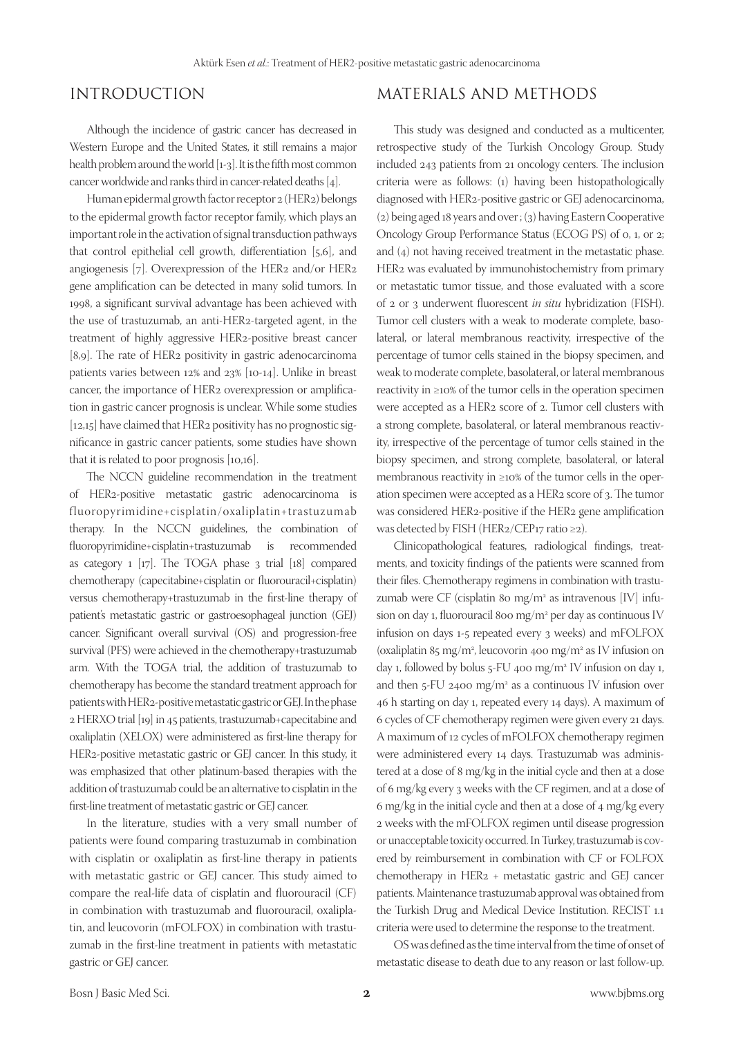## INTRODUCTION

Although the incidence of gastric cancer has decreased in Western Europe and the United States, it still remains a major health problem around the world [1-3]. It is the fifth most common cancer worldwide and ranks third in cancer-related deaths [4].

Human epidermal growth factor receptor 2 (HER2) belongs to the epidermal growth factor receptor family, which plays an important role in the activation of signal transduction pathways that control epithelial cell growth, differentiation [5,6], and angiogenesis [7]. Overexpression of the HER2 and/or HER2 gene amplification can be detected in many solid tumors. In 1998, a significant survival advantage has been achieved with the use of trastuzumab, an anti-HER2-targeted agent, in the treatment of highly aggressive HER2-positive breast cancer [8,9]. The rate of HER2 positivity in gastric adenocarcinoma patients varies between 12% and 23% [10-14]. Unlike in breast cancer, the importance of HER2 overexpression or amplification in gastric cancer prognosis is unclear. While some studies [12,15] have claimed that HER2 positivity has no prognostic significance in gastric cancer patients, some studies have shown that it is related to poor prognosis [10,16].

The NCCN guideline recommendation in the treatment of HER2-positive metastatic gastric adenocarcinoma is fluoropyrimidine+cisplatin/oxaliplatin+trastuzumab therapy. In the NCCN guidelines, the combination of fluoropyrimidine+cisplatin+trastuzumab is recommended as category 1 [17]. The TOGA phase 3 trial [18] compared chemotherapy (capecitabine+cisplatin or fluorouracil+cisplatin) versus chemotherapy+trastuzumab in the first-line therapy of patient's metastatic gastric or gastroesophageal junction (GEJ) cancer. Significant overall survival (OS) and progression-free survival (PFS) were achieved in the chemotherapy+trastuzumab arm. With the TOGA trial, the addition of trastuzumab to chemotherapy has become the standard treatment approach for patients with HER2-positive metastatic gastric or GEJ. In the phase 2 HERXO trial [19] in 45 patients, trastuzumab+capecitabine and oxaliplatin (XELOX) were administered as first-line therapy for HER2-positive metastatic gastric or GEJ cancer. In this study, it was emphasized that other platinum-based therapies with the addition of trastuzumab could be an alternative to cisplatin in the first-line treatment of metastatic gastric or GEJ cancer.

In the literature, studies with a very small number of patients were found comparing trastuzumab in combination with cisplatin or oxaliplatin as first-line therapy in patients with metastatic gastric or GEJ cancer. This study aimed to compare the real-life data of cisplatin and fluorouracil (CF) in combination with trastuzumab and fluorouracil, oxaliplatin, and leucovorin (mFOLFOX) in combination with trastuzumab in the first-line treatment in patients with metastatic gastric or GEJ cancer.

## MATERIALS AND METHODS

This study was designed and conducted as a multicenter, retrospective study of the Turkish Oncology Group. Study included 243 patients from 21 oncology centers. The inclusion criteria were as follows: (1) having been histopathologically diagnosed with HER2-positive gastric or GEJ adenocarcinoma, (2) being aged 18 years and over ; (3) having Eastern Cooperative Oncology Group Performance Status (ECOG PS) of 0, 1, or 2; and (4) not having received treatment in the metastatic phase. HER2 was evaluated by immunohistochemistry from primary or metastatic tumor tissue, and those evaluated with a score of 2 or 3 underwent fluorescent *in situ* hybridization (FISH). Tumor cell clusters with a weak to moderate complete, basolateral, or lateral membranous reactivity, irrespective of the percentage of tumor cells stained in the biopsy specimen, and weak to moderate complete, basolateral, or lateral membranous reactivity in ≥10% of the tumor cells in the operation specimen were accepted as a HER2 score of 2. Tumor cell clusters with a strong complete, basolateral, or lateral membranous reactivity, irrespective of the percentage of tumor cells stained in the biopsy specimen, and strong complete, basolateral, or lateral membranous reactivity in ≥10% of the tumor cells in the operation specimen were accepted as a HER2 score of 3. The tumor was considered HER2-positive if the HER2 gene amplification was detected by FISH (HER2/CEP17 ratio ≥2).

Clinicopathological features, radiological findings, treatments, and toxicity findings of the patients were scanned from their files. Chemotherapy regimens in combination with trastuzumab were CF (cisplatin 80 mg/m$^2$ as intravenous [IV] infusion on day 1, fluorouracil 800 mg/m$^2$ per day as continuous IV infusion on days 1-5 repeated every 3 weeks) and mFOLFOX (oxaliplatin 85 mg/m$^2$, leucovorin 400 mg/m$^2$ as IV infusion on day 1, followed by bolus 5-FU 400 mg/m$^2$ IV infusion on day 1, and then 5-FU 2400 mg/m$^2$ as a continuous IV infusion over 46 h starting on day 1, repeated every 14 days). A maximum of 6 cycles of CF chemotherapy regimen were given every 21 days. A maximum of 12 cycles of mFOLFOX chemotherapy regimen were administered every 14 days. Trastuzumab was administered at a dose of 8 mg/kg in the initial cycle and then at a dose of 6 mg/kg every 3 weeks with the CF regimen, and at a dose of 6 mg/kg in the initial cycle and then at a dose of 4 mg/kg every 2 weeks with the mFOLFOX regimen until disease progression or unacceptable toxicity occurred. In Turkey, trastuzumab is covered by reimbursement in combination with CF or FOLFOX chemotherapy in HER2 + metastatic gastric and GEJ cancer patients. Maintenance trastuzumab approval was obtained from the Turkish Drug and Medical Device Institution. RECIST 1.1 criteria were used to determine the response to the treatment.

OS was defined as the time interval from the time of onset of metastatic disease to death due to any reason or last follow-up.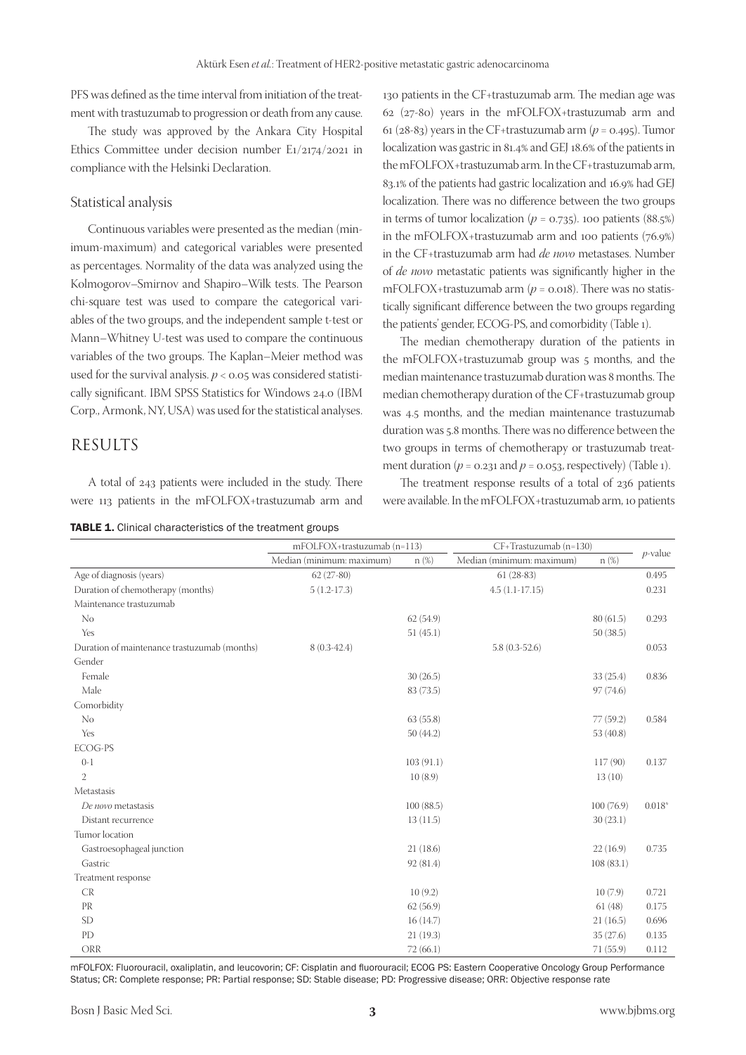PFS was defined as the time interval from initiation of the treatment with trastuzumab to progression or death from any cause.

The study was approved by the Ankara City Hospital Ethics Committee under decision number E1/2174/2021 in compliance with the Helsinki Declaration.

### Statistical analysis

Continuous variables were presented as the median (minimum-maximum) and categorical variables were presented as percentages. Normality of the data was analyzed using the Kolmogorov–Smirnov and Shapiro–Wilk tests. The Pearson chi-square test was used to compare the categorical variables of the two groups, and the independent sample t-test or Mann–Whitney U-test was used to compare the continuous variables of the two groups. The Kaplan–Meier method was used for the survival analysis. $p < 0.05$ was considered statistically significant. IBM SPSS Statistics for Windows 24.0 (IBM Corp., Armonk, NY, USA) was used for the statistical analyses.

## RESULTS

A total of 243 patients were included in the study. There were 113 patients in the mFOLFOX+trastuzumab arm and 130 patients in the CF+trastuzumab arm. The median age was 62 (27-80) years in the mFOLFOX+trastuzumab arm and 61 (28-83) years in the CF+trastuzumab arm ($p = 0.495$). Tumor localization was gastric in 81.4% and GEJ 18.6% of the patients in the mFOLFOX+trastuzumab arm. In the CF+trastuzumab arm, 83.1% of the patients had gastric localization and 16.9% had GEJ localization. There was no difference between the two groups in terms of tumor localization ($p = 0.735$). 100 patients (88.5%) in the mFOLFOX+trastuzumab arm and 100 patients (76.9%) in the CF+trastuzumab arm had *de novo* metastases. Number of *de novo* metastatic patients was significantly higher in the mFOLFOX+trastuzumab arm ($p = 0.018$). There was no statistically significant difference between the two groups regarding the patients' gender, ECOG-PS, and comorbidity (Table 1).

The median chemotherapy duration of the patients in the mFOLFOX+trastuzumab group was 5 months, and the median maintenance trastuzumab duration was 8 months. The median chemotherapy duration of the CF+trastuzumab group was 4.5 months, and the median maintenance trastuzumab duration was 5.8 months. There was no difference between the two groups in terms of chemotherapy or trastuzumab treatment duration ($p = 0.231$ and $p = 0.053$, respectively) (Table 1).

The treatment response results of a total of 236 patients were available. In the mFOLFOX+trastuzumab arm, 10 patients

**TABLE 1.** Clinical characteristics of the treatment groups

| | mFOLFOX+trastuzumab (n=113) | | CF+Trastuzumab (n=130) | | *p*-value |
|---|---|---|---|---|---|
| | Median (minimum: maximum) | n (%) | Median (minimum: maximum) | n (%) | |
| Age of diagnosis (years) | 62 (27-80) | | 61 (28-83) | | 0.495 |
| Duration of chemotherapy (months) | 5 (1.2-17.3) | | 4.5 (1.1-17.15) | | 0.231 |
| Maintenance trastuzumab | | | | | |
| No | | 62 (54.9) | | 80 (61.5) | 0.293 |
| Yes | | 51 (45.1) | | 50 (38.5) | |
| Duration of maintenance trastuzumab (months) | 8 (0.3-42.4) | | 5.8 (0.3-52.6) | | 0.053 |
| Gender | | | | | |
| Female | | 30 (26.5) | | 33 (25.4) | 0.836 |
| Male | | 83 (73.5) | | 97 (74.6) | |
| Comorbidity | | | | | |
| No | | 63 (55.8) | | 77 (59.2) | 0.584 |
| Yes | | 50 (44.2) | | 53 (40.8) | |
| ECOG-PS | | | | | |
| 0-1 | | 103 (91.1) | | 117 (90) | 0.137 |
| 2 | | 10 (8.9) | | 13 (10) | |
| Metastasis | | | | | |
| *De novo* metastasis | | 100 (88.5) | | 100 (76.9) | 0.018* |
| Distant recurrence | | 13 (11.5) | | 30 (23.1) | |
| Tumor location | | | | | |
| Gastroesophageal junction | | 21 (18.6) | | 22 (16.9) | 0.735 |
| Gastric | | 92 (81.4) | | 108 (83.1) | |
| Treatment response | | | | | |
| CR | | 10 (9.2) | | 10 (7.9) | 0.721 |
| PR | | 62 (56.9) | | 61 (48) | 0.175 |
| SD | | 16 (14.7) | | 21 (16.5) | 0.696 |
| PD | | 21 (19.3) | | 35 (27.6) | 0.135 |
| ORR | | 72 (66.1) | | 71 (55.9) | 0.112 |

mFOLFOX: Fluorouracil, oxaliplatin, and leucovorin; CF: Cisplatin and fluorouracil; ECOG PS: Eastern Cooperative Oncology Group Performance Status; CR: Complete response; PR: Partial response; SD: Stable disease; PD: Progressive disease; ORR: Objective response rate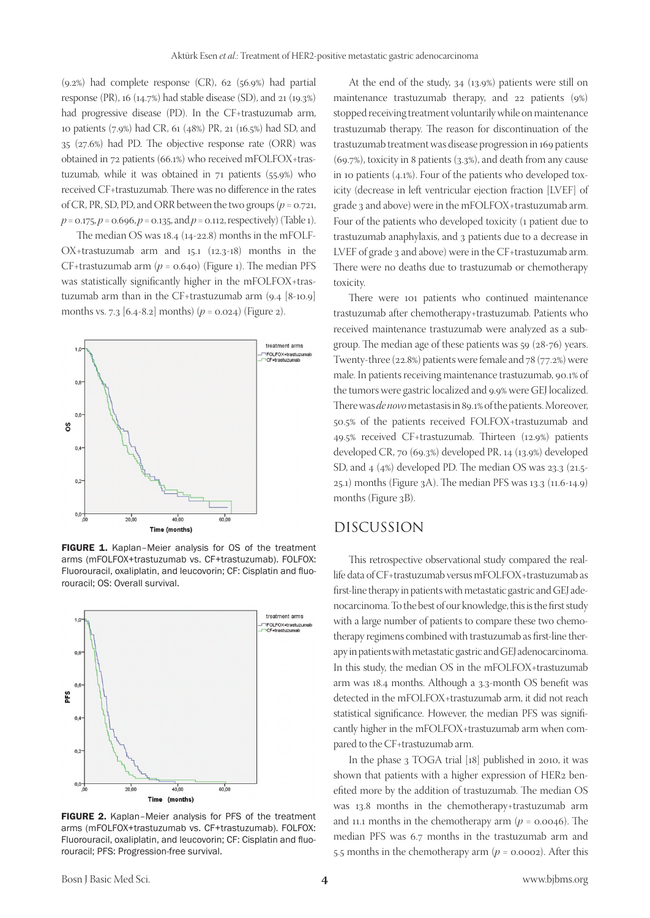(9.2%) had complete response (CR), 62 (56.9%) had partial response (PR), 16 (14.7%) had stable disease (SD), and 21 (19.3%) had progressive disease (PD). In the CF+trastuzumab arm, 10 patients (7.9%) had CR, 61 (48%) PR, 21 (16.5%) had SD, and 35 (27.6%) had PD. The objective response rate (ORR) was obtained in 72 patients (66.1%) who received mFOLFOX+trastuzumab, while it was obtained in 71 patients (55.9%) who received CF+trastuzumab. There was no difference in the rates of CR, PR, SD, PD, and ORR between the two groups ($p = 0.721$, $p = 0.175$, $p = 0.696$, $p = 0.135$, and $p = 0.112$, respectively) (Table 1).

The median OS was 18.4 (14-22.8) months in the mFOLFOX+trastuzumab arm and 15.1 (12.3-18) months in the CF+trastuzumab arm ($p = 0.640$) (Figure 1). The median PFS was statistically significantly higher in the mFOLFOX+trastuzumab arm than in the CF+trastuzumab arm (9.4 [8-10.9] months vs. 7.3 [6.4-8.2] months) ($p = 0.024$) (Figure 2).

**FIGURE 1.** Kaplan–Meier analysis for OS of the treatment arms (mFOLFOX+trastuzumab vs. CF+trastuzumab). FOLFOX: Fluorouracil, oxaliplatin, and leucovorin; CF: Cisplatin and fluorouracil; OS: Overall survival.

**FIGURE 2.** Kaplan–Meier analysis for PFS of the treatment arms (mFOLFOX+trastuzumab vs. CF+trastuzumab). FOLFOX: Fluorouracil, oxaliplatin, and leucovorin; CF: Cisplatin and fluorouracil; PFS: Progression-free survival.

At the end of the study, 34 (13.9%) patients were still on maintenance trastuzumab therapy, and 22 patients (9%) stopped receiving treatment voluntarily while on maintenance trastuzumab therapy. The reason for discontinuation of the trastuzumab treatment was disease progression in 169 patients (69.7%), toxicity in 8 patients (3.3%), and death from any cause in 10 patients (4.1%). Four of the patients who developed toxicity (decrease in left ventricular ejection fraction [LVEF] of grade 3 and above) were in the mFOLFOX+trastuzumab arm. Four of the patients who developed toxicity (1 patient due to trastuzumab anaphylaxis, and 3 patients due to a decrease in LVEF of grade 3 and above) were in the CF+trastuzumab arm. There were no deaths due to trastuzumab or chemotherapy toxicity.

There were 101 patients who continued maintenance trastuzumab after chemotherapy+trastuzumab. Patients who received maintenance trastuzumab were analyzed as a subgroup. The median age of these patients was 59 (28-76) years. Twenty-three (22.8%) patients were female and 78 (77.2%) were male. In patients receiving maintenance trastuzumab, 90.1% of the tumors were gastric localized and 9.9% were GEJ localized. There was *de novo* metastasis in 89.1% of the patients. Moreover, 50.5% of the patients received FOLFOX+trastuzumab and 49.5% received CF+trastuzumab. Thirteen (12.9%) patients developed CR, 70 (69.3%) developed PR, 14 (13.9%) developed SD, and 4 (4%) developed PD. The median OS was 23.3 (21.5-25.1) months (Figure 3A). The median PFS was 13.3 (11.6-14.9) months (Figure 3B).

## DISCUSSION

This retrospective observational study compared the real-life data of CF+trastuzumab versus mFOLFOX+trastuzumab as first-line therapy in patients with metastatic gastric and GEJ adenocarcinoma. To the best of our knowledge, this is the first study with a large number of patients to compare these two chemotherapy regimens combined with trastuzumab as first-line therapy in patients with metastatic gastric and GEJ adenocarcinoma. In this study, the median OS in the mFOLFOX+trastuzumab arm was 18.4 months. Although a 3.3-month OS benefit was detected in the mFOLFOX+trastuzumab arm, it did not reach statistical significance. However, the median PFS was significantly higher in the mFOLFOX+trastuzumab arm when compared to the CF+trastuzumab arm.

In the phase 3 TOGA trial [18] published in 2010, it was shown that patients with a higher expression of HER2 benefited more by the addition of trastuzumab. The median OS was 13.8 months in the chemotherapy+trastuzumab arm and 11.1 months in the chemotherapy arm ($p = 0.0046$). The median PFS was 6.7 months in the trastuzumab arm and 5.5 months in the chemotherapy arm ($p = 0.0002$). After this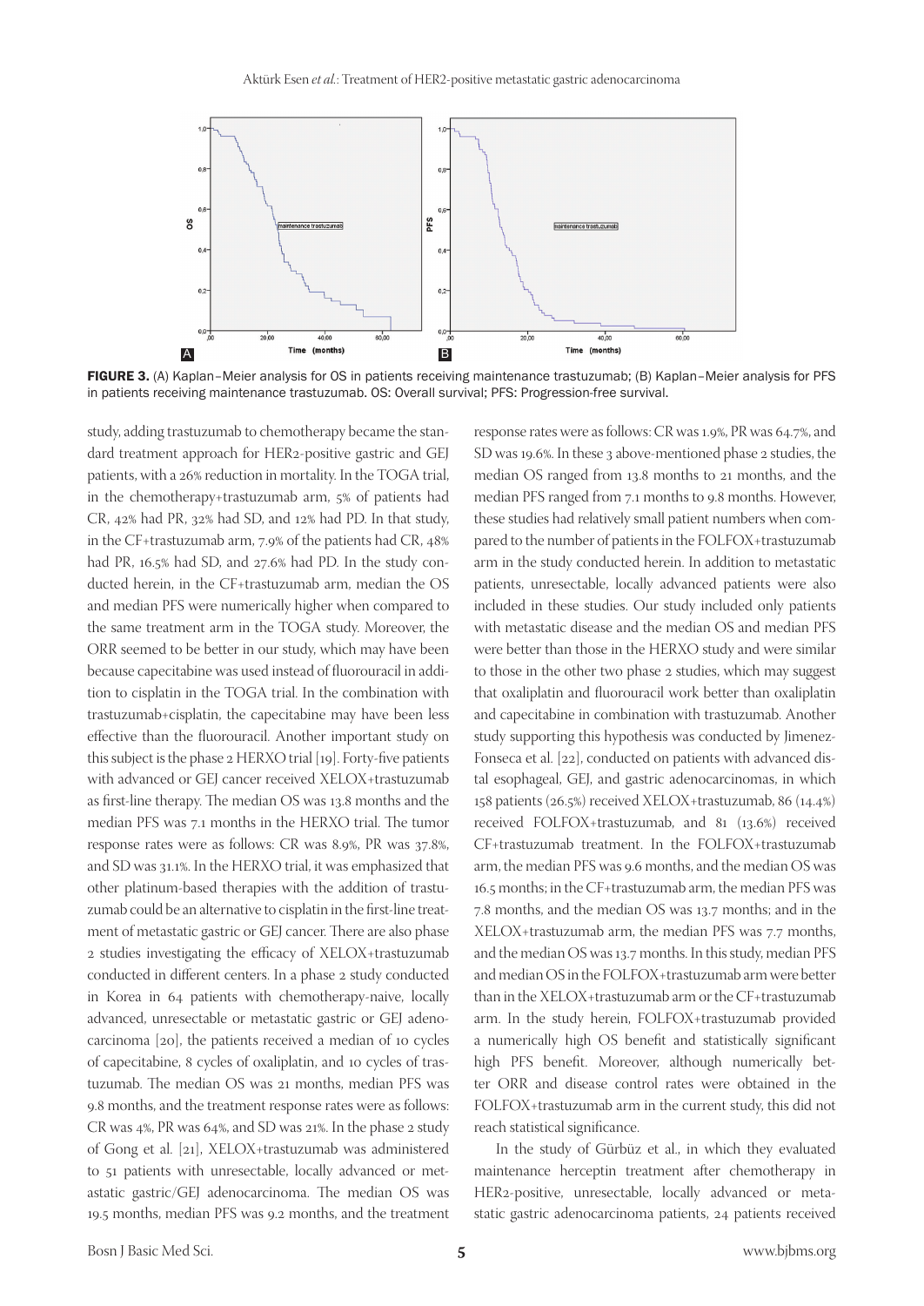FIGURE 3. (A) Kaplan–Meier analysis for OS in patients receiving maintenance trastuzumab; (B) Kaplan–Meier analysis for PFS in patients receiving maintenance trastuzumab. OS: Overall survival; PFS: Progression-free survival.

study, adding trastuzumab to chemotherapy became the standard treatment approach for HER2-positive gastric and GEJ patients, with a 26% reduction in mortality. In the TOGA trial, in the chemotherapy+trastuzumab arm, 5% of patients had CR, 42% had PR, 32% had SD, and 12% had PD. In that study, in the CF+trastuzumab arm, 7.9% of the patients had CR, 48% had PR, 16.5% had SD, and 27.6% had PD. In the study conducted herein, in the CF+trastuzumab arm, median the OS and median PFS were numerically higher when compared to the same treatment arm in the TOGA study. Moreover, the ORR seemed to be better in our study, which may have been because capecitabine was used instead of fluorouracil in addition to cisplatin in the TOGA trial. In the combination with trastuzumab+cisplatin, the capecitabine may have been less effective than the fluorouracil. Another important study on this subject is the phase 2 HERXO trial [19]. Forty-five patients with advanced or GEJ cancer received XELOX+trastuzumab as first-line therapy. The median OS was 13.8 months and the median PFS was 7.1 months in the HERXO trial. The tumor response rates were as follows: CR was 8.9%, PR was 37.8%, and SD was 31.1%. In the HERXO trial, it was emphasized that other platinum-based therapies with the addition of trastuzumab could be an alternative to cisplatin in the first-line treatment of metastatic gastric or GEJ cancer. There are also phase 2 studies investigating the efficacy of XELOX+trastuzumab conducted in different centers. In a phase 2 study conducted in Korea in 64 patients with chemotherapy-naive, locally advanced, unresectable or metastatic gastric or GEJ adenocarcinoma [20], the patients received a median of 10 cycles of capecitabine, 8 cycles of oxaliplatin, and 10 cycles of trastuzumab. The median OS was 21 months, median PFS was 9.8 months, and the treatment response rates were as follows: CR was 4%, PR was 64%, and SD was 21%. In the phase 2 study of Gong et al. [21], XELOX+trastuzumab was administered to 51 patients with unresectable, locally advanced or metastatic gastric/GEJ adenocarcinoma. The median OS was 19.5 months, median PFS was 9.2 months, and the treatment response rates were as follows: CR was 1.9%, PR was 64.7%, and SD was 19.6%. In these 3 above-mentioned phase 2 studies, the median OS ranged from 13.8 months to 21 months, and the median PFS ranged from 7.1 months to 9.8 months. However, these studies had relatively small patient numbers when compared to the number of patients in the FOLFOX+trastuzumab arm in the study conducted herein. In addition to metastatic patients, unresectable, locally advanced patients were also included in these studies. Our study included only patients with metastatic disease and the median OS and median PFS were better than those in the HERXO study and were similar to those in the other two phase 2 studies, which may suggest that oxaliplatin and fluorouracil work better than oxaliplatin and capecitabine in combination with trastuzumab. Another study supporting this hypothesis was conducted by Jimenez-Fonseca et al. [22], conducted on patients with advanced distal esophageal, GEJ, and gastric adenocarcinomas, in which 158 patients (26.5%) received XELOX+trastuzumab, 86 (14.4%) received FOLFOX+trastuzumab, and 81 (13.6%) received CF+trastuzumab treatment. In the FOLFOX+trastuzumab arm, the median PFS was 9.6 months, and the median OS was 16.5 months; in the CF+trastuzumab arm, the median PFS was 7.8 months, and the median OS was 13.7 months; and in the XELOX+trastuzumab arm, the median PFS was 7.7 months, and the median OS was 13.7 months. In this study, median PFS and median OS in the FOLFOX+trastuzumab arm were better than in the XELOX+trastuzumab arm or the CF+trastuzumab arm. In the study herein, FOLFOX+trastuzumab provided a numerically high OS benefit and statistically significant high PFS benefit. Moreover, although numerically better ORR and disease control rates were obtained in the FOLFOX+trastuzumab arm in the current study, this did not reach statistical significance.

In the study of Gürbüz et al., in which they evaluated maintenance herceptin treatment after chemotherapy in HER2-positive, unresectable, locally advanced or metastatic gastric adenocarcinoma patients, 24 patients received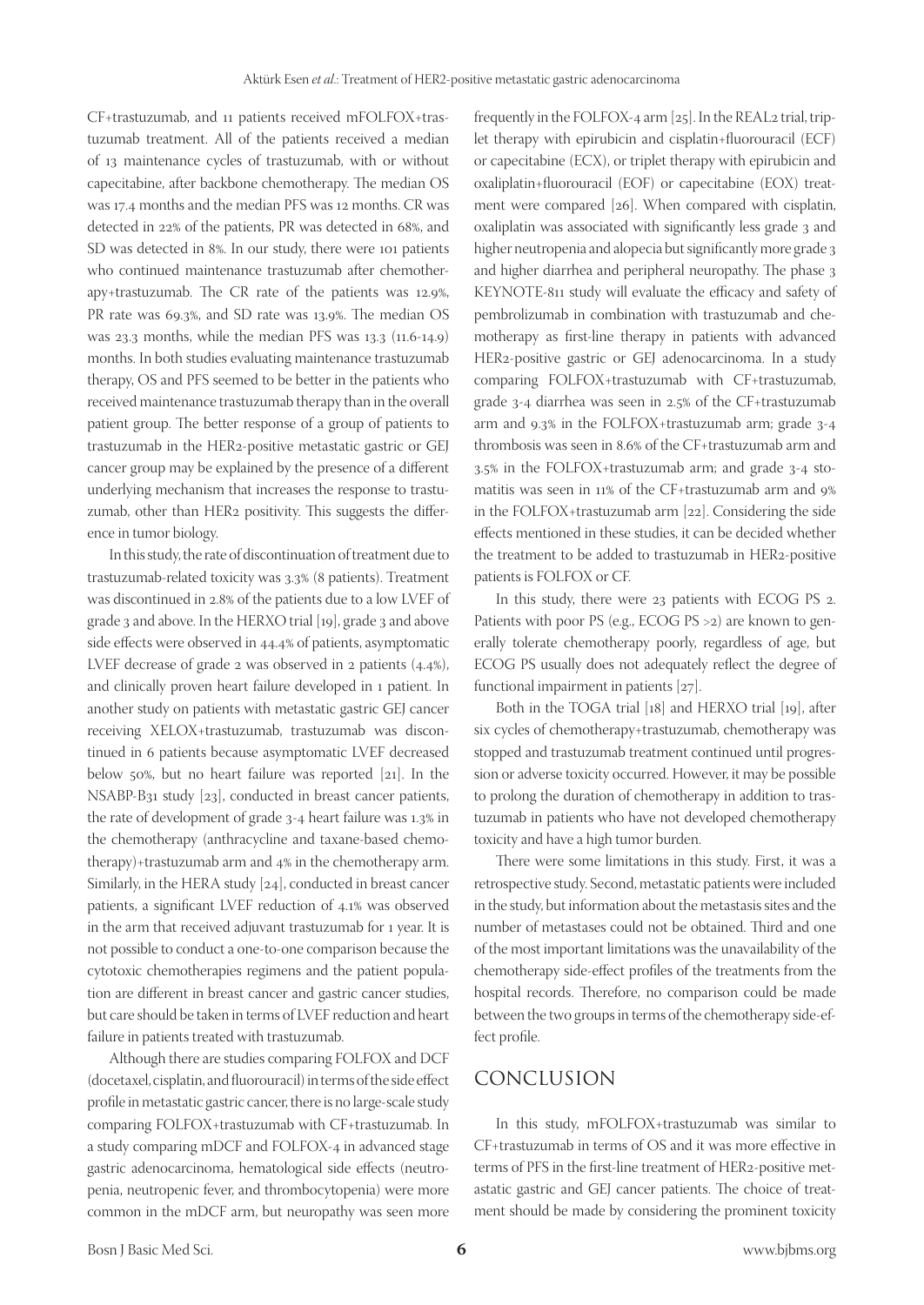CF+trastuzumab, and 11 patients received mFOLFOX+trastuzumab treatment. All of the patients received a median of 13 maintenance cycles of trastuzumab, with or without capecitabine, after backbone chemotherapy. The median OS was 17.4 months and the median PFS was 12 months. CR was detected in 22% of the patients, PR was detected in 68%, and SD was detected in 8%. In our study, there were 101 patients who continued maintenance trastuzumab after chemotherapy+trastuzumab. The CR rate of the patients was 12.9%, PR rate was 69.3%, and SD rate was 13.9%. The median OS was 23.3 months, while the median PFS was 13.3 (11.6-14.9) months. In both studies evaluating maintenance trastuzumab therapy, OS and PFS seemed to be better in the patients who received maintenance trastuzumab therapy than in the overall patient group. The better response of a group of patients to trastuzumab in the HER2-positive metastatic gastric or GEJ cancer group may be explained by the presence of a different underlying mechanism that increases the response to trastuzumab, other than HER2 positivity. This suggests the difference in tumor biology.

In this study, the rate of discontinuation of treatment due to trastuzumab-related toxicity was 3.3% (8 patients). Treatment was discontinued in 2.8% of the patients due to a low LVEF of grade 3 and above. In the HERXO trial [19], grade 3 and above side effects were observed in 44.4% of patients, asymptomatic LVEF decrease of grade 2 was observed in 2 patients (4.4%), and clinically proven heart failure developed in 1 patient. In another study on patients with metastatic gastric GEJ cancer receiving XELOX+trastuzumab, trastuzumab was discontinued in 6 patients because asymptomatic LVEF decreased below 50%, but no heart failure was reported [21]. In the NSABP-B31 study [23], conducted in breast cancer patients, the rate of development of grade 3-4 heart failure was 1.3% in the chemotherapy (anthracycline and taxane-based chemotherapy)+trastuzumab arm and 4% in the chemotherapy arm. Similarly, in the HERA study [24], conducted in breast cancer patients, a significant LVEF reduction of 4.1% was observed in the arm that received adjuvant trastuzumab for 1 year. It is not possible to conduct a one-to-one comparison because the cytotoxic chemotherapies regimens and the patient population are different in breast cancer and gastric cancer studies, but care should be taken in terms of LVEF reduction and heart failure in patients treated with trastuzumab.

Although there are studies comparing FOLFOX and DCF (docetaxel, cisplatin, and fluorouracil) in terms of the side effect profile in metastatic gastric cancer, there is no large-scale study comparing FOLFOX+trastuzumab with CF+trastuzumab. In a study comparing mDCF and FOLFOX-4 in advanced stage gastric adenocarcinoma, hematological side effects (neutropenia, neutropenic fever, and thrombocytopenia) were more common in the mDCF arm, but neuropathy was seen more frequently in the FOLFOX-4 arm [25]. In the REAL2 trial, triplet therapy with epirubicin and cisplatin+fluorouracil (ECF) or capecitabine (ECX), or triplet therapy with epirubicin and oxaliplatin+fluorouracil (EOF) or capecitabine (EOX) treatment were compared [26]. When compared with cisplatin, oxaliplatin was associated with significantly less grade 3 and higher neutropenia and alopecia but significantly more grade 3 and higher diarrhea and peripheral neuropathy. The phase 3 KEYNOTE-811 study will evaluate the efficacy and safety of pembrolizumab in combination with trastuzumab and chemotherapy as first-line therapy in patients with advanced HER2-positive gastric or GEJ adenocarcinoma. In a study comparing FOLFOX+trastuzumab with CF+trastuzumab, grade 3-4 diarrhea was seen in 2.5% of the CF+trastuzumab arm and 9.3% in the FOLFOX+trastuzumab arm; grade 3-4 thrombosis was seen in 8.6% of the CF+trastuzumab arm and 3.5% in the FOLFOX+trastuzumab arm; and grade 3-4 stomatitis was seen in 11% of the CF+trastuzumab arm and 9% in the FOLFOX+trastuzumab arm [22]. Considering the side effects mentioned in these studies, it can be decided whether the treatment to be added to trastuzumab in HER2-positive patients is FOLFOX or CF.

In this study, there were 23 patients with ECOG PS 2. Patients with poor PS (e.g., ECOG PS >2) are known to generally tolerate chemotherapy poorly, regardless of age, but ECOG PS usually does not adequately reflect the degree of functional impairment in patients [27].

Both in the TOGA trial [18] and HERXO trial [19], after six cycles of chemotherapy+trastuzumab, chemotherapy was stopped and trastuzumab treatment continued until progression or adverse toxicity occurred. However, it may be possible to prolong the duration of chemotherapy in addition to trastuzumab in patients who have not developed chemotherapy toxicity and have a high tumor burden.

There were some limitations in this study. First, it was a retrospective study. Second, metastatic patients were included in the study, but information about the metastasis sites and the number of metastases could not be obtained. Third and one of the most important limitations was the unavailability of the chemotherapy side-effect profiles of the treatments from the hospital records. Therefore, no comparison could be made between the two groups in terms of the chemotherapy side-effect profile.

## CONCLUSION

In this study, mFOLFOX+trastuzumab was similar to CF+trastuzumab in terms of OS and it was more effective in terms of PFS in the first-line treatment of HER2-positive metastatic gastric and GEJ cancer patients. The choice of treatment should be made by considering the prominent toxicity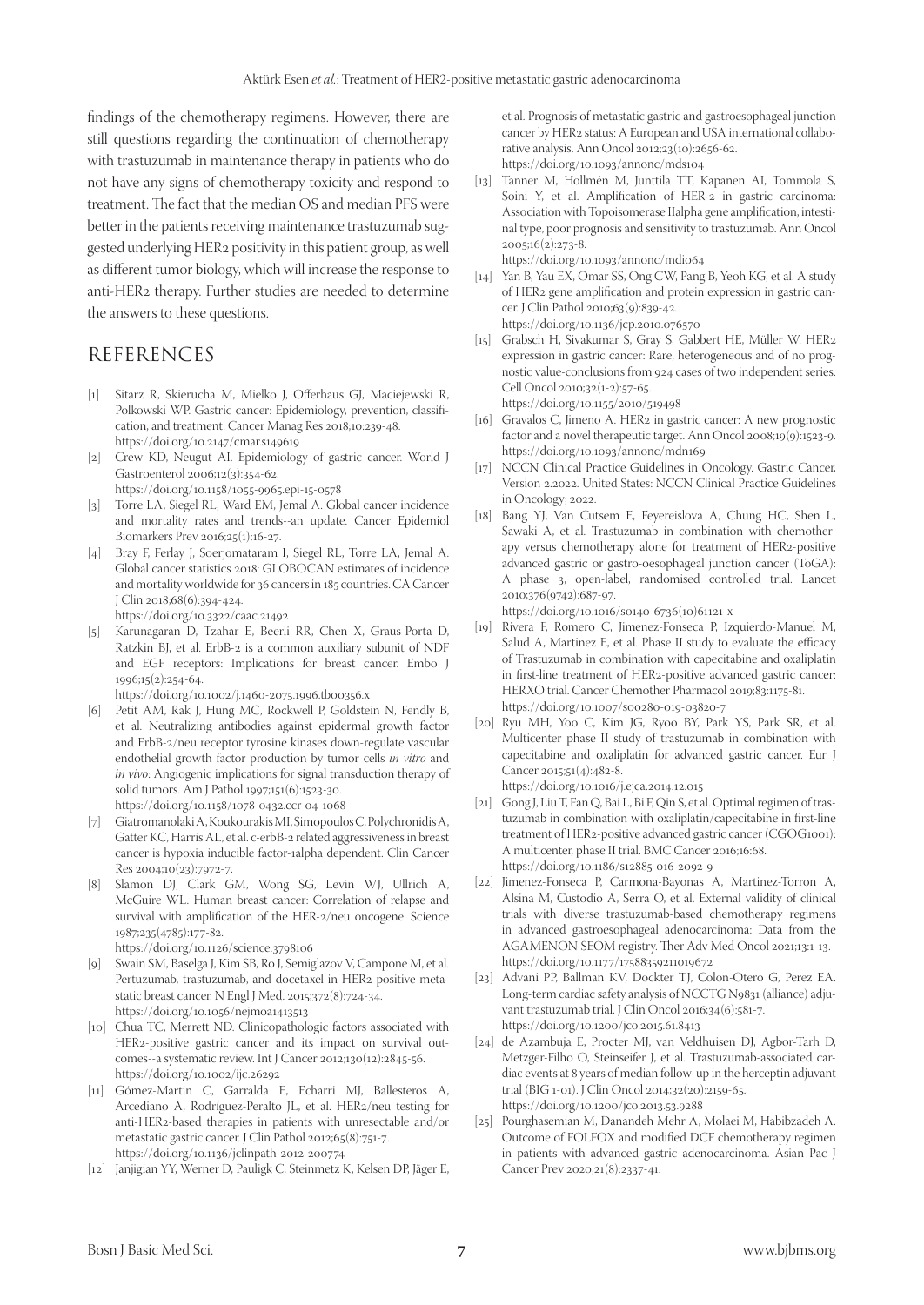findings of the chemotherapy regimens. However, there are still questions regarding the continuation of chemotherapy with trastuzumab in maintenance therapy in patients who do not have any signs of chemotherapy toxicity and respond to treatment. The fact that the median OS and median PFS were better in the patients receiving maintenance trastuzumab suggested underlying HER2 positivity in this patient group, as well as different tumor biology, which will increase the response to anti-HER2 therapy. Further studies are needed to determine the answers to these questions.

## REFERENCES

[1] Sitarz R, Skierucha M, Mielko J, Offerhaus GJ, Maciejewski R, Polkowski WP. Gastric cancer: Epidemiology, prevention, classification, and treatment. Cancer Manag Res 2018;10:239-48. https://doi.org/10.2147/cmar.s149619

[2] Crew KD, Neugut AI. Epidemiology of gastric cancer. World J Gastroenterol 2006;12(3):354-62. https://doi.org/10.1158/1055-9965.epi-15-0578

[3] Torre LA, Siegel RL, Ward EM, Jemal A. Global cancer incidence and mortality rates and trends--an update. Cancer Epidemiol Biomarkers Prev 2016;25(1):16-27.

[4] Bray F, Ferlay J, Soerjomataram I, Siegel RL, Torre LA, Jemal A. Global cancer statistics 2018: GLOBOCAN estimates of incidence and mortality worldwide for 36 cancers in 185 countries. CA Cancer J Clin 2018;68(6):394-424. https://doi.org/10.3322/caac.21492

[5] Karunagaran D, Tzahar E, Beerli RR, Chen X, Graus-Porta D, Ratzkin BJ, et al. ErbB-2 is a common auxiliary subunit of NDF and EGF receptors: Implications for breast cancer. Embo J 1996;15(2):254-64. https://doi.org/10.1002/j.1460-2075.1996.tb00356.x

[6] Petit AM, Rak J, Hung MC, Rockwell P, Goldstein N, Fendly B, et al. Neutralizing antibodies against epidermal growth factor and ErbB-2/neu receptor tyrosine kinases down-regulate vascular endothelial growth factor production by tumor cells *in vitro* and *in vivo*: Angiogenic implications for signal transduction therapy of solid tumors. Am J Pathol 1997;151(6):1523-30. https://doi.org/10.1158/1078-0432.ccr-04-1068

[7] Giatromanolaki A, Koukourakis MI, Simopoulos C, Polychronidis A, Gatter KC, Harris AL, et al. c-erbB-2 related aggressiveness in breast cancer is hypoxia inducible factor-1alpha dependent. Clin Cancer Res 2004;10(23):7972-7.

[8] Slamon DJ, Clark GM, Wong SG, Levin WJ, Ullrich A, McGuire WL. Human breast cancer: Correlation of relapse and survival with amplification of the HER-2/neu oncogene. Science 1987;235(4785):177-82. https://doi.org/10.1126/science.3798106

[9] Swain SM, Baselga J, Kim SB, Ro J, Semiglazov V, Campone M, et al. Pertuzumab, trastuzumab, and docetaxel in HER2-positive metastatic breast cancer. N Engl J Med. 2015;372(8):724-34. https://doi.org/10.1056/nejmoa1413513

[10] Chua TC, Merrett ND. Clinicopathologic factors associated with HER2-positive gastric cancer and its impact on survival outcomes--a systematic review. Int J Cancer 2012;130(12):2845-56. https://doi.org/10.1002/ijc.26292

[11] Gómez-Martin C, Garralda E, Echarri MJ, Ballesteros A, Arcediano A, Rodriguez-Peralto JL, et al. HER2/neu testing for anti-HER2-based therapies in patients with unresectable and/or metastatic gastric cancer. J Clin Pathol 2012;65(8):751-7. https://doi.org/10.1136/jclinpath-2012-200774

[12] Janjigian YY, Werner D, Pauligk C, Steinmetz K, Kelsen DP, Jäger E, et al. Prognosis of metastatic gastric and gastroesophageal junction cancer by HER2 status: A European and USA international collaborative analysis. Ann Oncol 2012;23(10):2656-62. https://doi.org/10.1093/annonc/mds104

[13] Tanner M, Hollmén M, Junttila TT, Kapanen AI, Tommola S, Soini Y, et al. Amplification of HER-2 in gastric carcinoma: Association with Topoisomerase IIalpha gene amplification, intestinal type, poor prognosis and sensitivity to trastuzumab. Ann Oncol 2005;16(2):273-8. https://doi.org/10.1093/annonc/mdi064

[14] Yan B, Yau EX, Omar SS, Ong CW, Pang B, Yeoh KG, et al. A study of HER2 gene amplification and protein expression in gastric cancer. J Clin Pathol 2010;63(9):839-42. https://doi.org/10.1136/jcp.2010.076570

[15] Grabsch H, Sivakumar S, Gray S, Gabbert HE, Müller W. HER2 expression in gastric cancer: Rare, heterogeneous and of no prognostic value-conclusions from 924 cases of two independent series. Cell Oncol 2010;32(1-2):57-65. https://doi.org/10.1155/2010/519498

[16] Gravalos C, Jimeno A. HER2 in gastric cancer: A new prognostic factor and a novel therapeutic target. Ann Oncol 2008;19(9):1523-9. https://doi.org/10.1093/annonc/mdn169

[17] NCCN Clinical Practice Guidelines in Oncology. Gastric Cancer, Version 2.2022. United States: NCCN Clinical Practice Guidelines in Oncology; 2022.

[18] Bang YJ, Van Cutsem E, Feyereislova A, Chung HC, Shen L, Sawaki A, et al. Trastuzumab in combination with chemotherapy versus chemotherapy alone for treatment of HER2-positive advanced gastric or gastro-oesophageal junction cancer (ToGA): A phase 3, open-label, randomised controlled trial. Lancet 2010;376(9742):687-97. https://doi.org/10.1016/s0140-6736(10)61121-x

[19] Rivera F, Romero C, Jimenez-Fonseca P, Izquierdo-Manuel M, Salud A, Martinez E, et al. Phase II study to evaluate the efficacy of Trastuzumab in combination with capecitabine and oxaliplatin in first-line treatment of HER2-positive advanced gastric cancer: HERXO trial. Cancer Chemother Pharmacol 2019;83:1175-81. https://doi.org/10.1007/s00280-019-03820-7

[20] Ryu MH, Yoo C, Kim JG, Ryoo BY, Park YS, Park SR, et al. Multicenter phase II study of trastuzumab in combination with capecitabine and oxaliplatin for advanced gastric cancer. Eur J Cancer 2015;51(4):482-8. https://doi.org/10.1016/j.ejca.2014.12.015

[21] Gong J, Liu T, Fan Q, Bai L, Bi F, Qin S, et al. Optimal regimen of trastuzumab in combination with oxaliplatin/capecitabine in first-line treatment of HER2-positive advanced gastric cancer (CGOG1001): A multicenter, phase II trial. BMC Cancer 2016;16:68. https://doi.org/10.1186/s12885-016-2092-9

[22] Jimenez-Fonseca P, Carmona-Bayonas A, Martinez-Torron A, Alsina M, Custodio A, Serra O, et al. External validity of clinical trials with diverse trastuzumab-based chemotherapy regimens in advanced gastroesophageal adenocarcinoma: Data from the AGAMENON-SEOM registry. Ther Adv Med Oncol 2021;13:1-13. https://doi.org/10.1177/17588359211019672

[23] Advani PP, Ballman KV, Dockter TJ, Colon-Otero G, Perez EA. Long-term cardiac safety analysis of NCCTG N9831 (alliance) adjuvant trastuzumab trial. J Clin Oncol 2016;34(6):581-7. https://doi.org/10.1200/jco.2015.61.8413

[24] de Azambuja E, Procter MJ, van Veldhuisen DJ, Agbor-Tarh D, Metzger-Filho O, Steinseifer J, et al. Trastuzumab-associated cardiac events at 8 years of median follow-up in the herceptin adjuvant trial (BIG 1-01). J Clin Oncol 2014;32(20):2159-65. https://doi.org/10.1200/jco.2013.53.9288

[25] Pourghasemian M, Danandeh Mehr A, Molaei M, Habibzadeh A. Outcome of FOLFOX and modified DCF chemotherapy regimen in patients with advanced gastric adenocarcinoma. Asian Pac J Cancer Prev 2020;21(8):2337-41.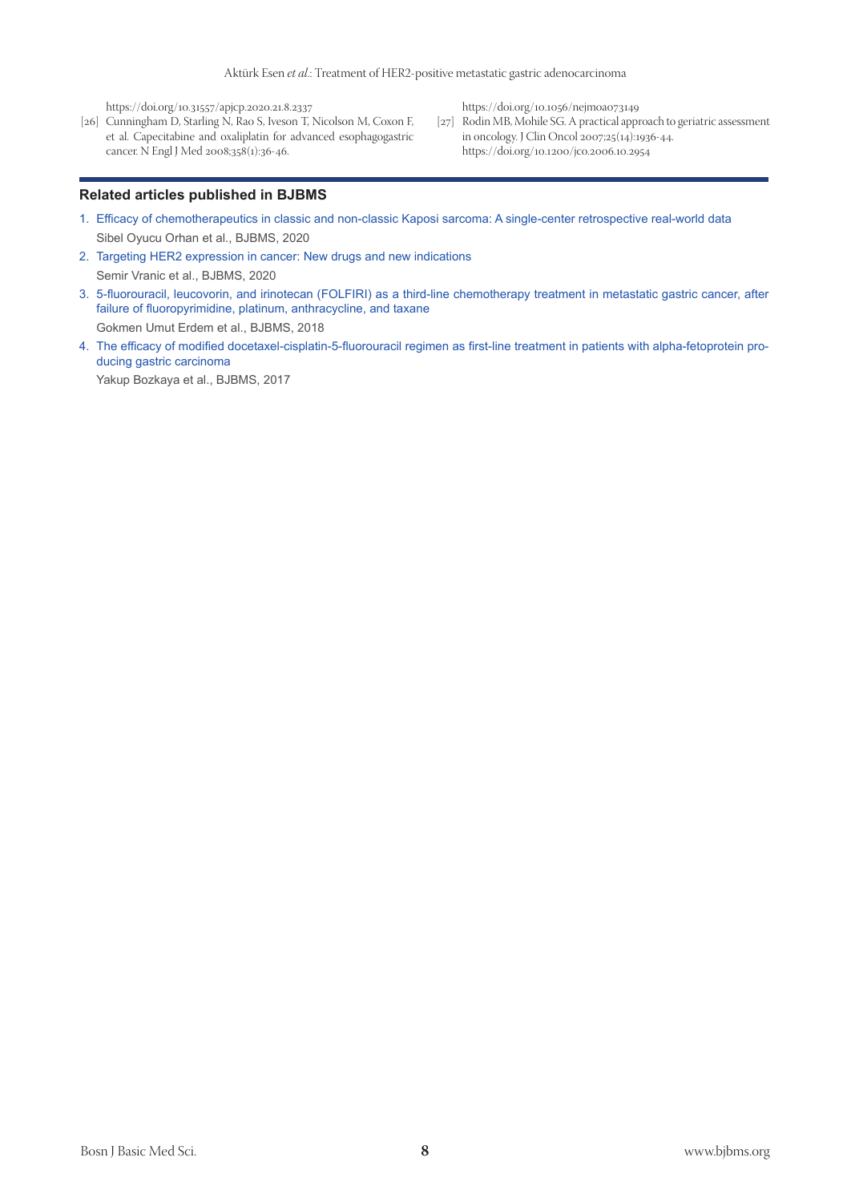https://doi.org/10.31557/apjcp.2020.21.8.2337

[26] Cunningham D, Starling N, Rao S, Iveson T, Nicolson M, Coxon F, et al. Capecitabine and oxaliplatin for advanced esophagogastric cancer. N Engl J Med 2008;358(1):36-46.
https://doi.org/10.1056/nejmoa073149

[27] Rodin MB, Mohile SG. A practical approach to geriatric assessment in oncology. J Clin Oncol 2007;25(14):1936-44.
https://doi.org/10.1200/jco.2006.10.2954

## Related articles published in BJBMS

1. Efficacy of chemotherapeutics in classic and non-classic Kaposi sarcoma: A single-center retrospective real-world data
   Sibel Oyucu Orhan et al., BJBMS, 2020
2. Targeting HER2 expression in cancer: New drugs and new indications
   Semir Vranic et al., BJBMS, 2020
3. 5-fluorouracil, leucovorin, and irinotecan (FOLFIRI) as a third-line chemotherapy treatment in metastatic gastric cancer, after failure of fluoropyrimidine, platinum, anthracycline, and taxane
   Gokmen Umut Erdem et al., BJBMS, 2018
4. The efficacy of modified docetaxel-cisplatin-5-fluorouracil regimen as first-line treatment in patients with alpha-fetoprotein producing gastric carcinoma
   Yakup Bozkaya et al., BJBMS, 2017